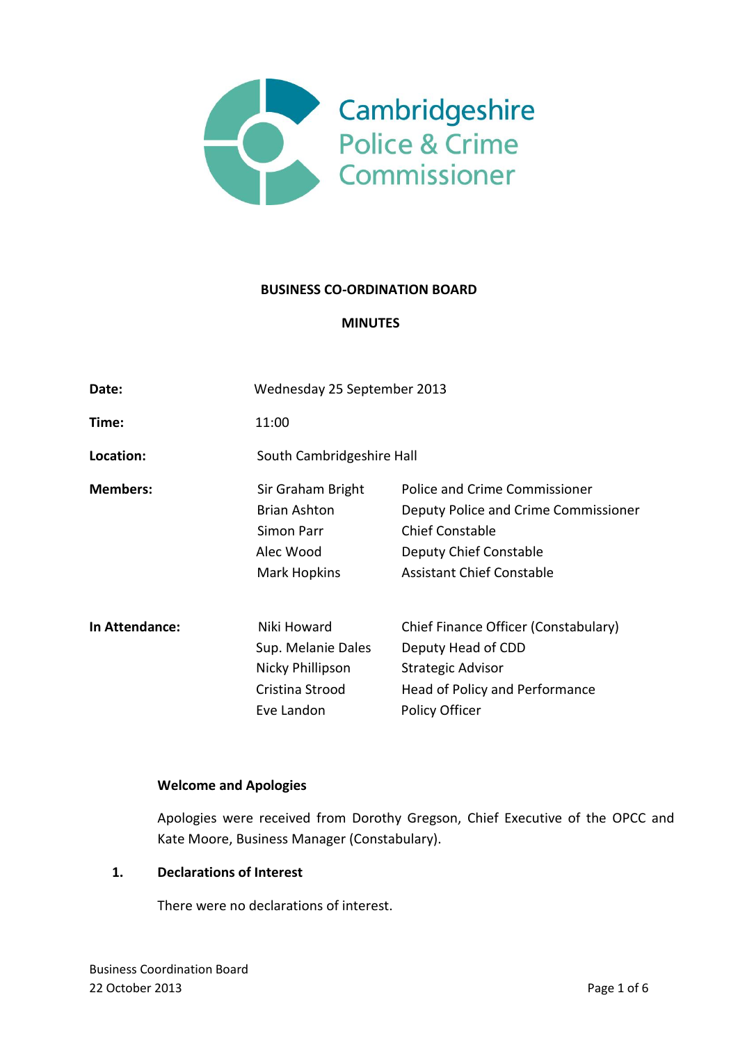Cambridgeshire Police & Crime Commissioner

**BUSINESS CO-ORDINATION BOARD**

**MINUTES**

| | | |
|---|---|---|
| **Date:** | Wednesday 25 September 2013 | |
| **Time:** | 11:00 | |
| **Location:** | South Cambridgeshire Hall | |
| **Members:** | Sir Graham Bright | Police and Crime Commissioner |
| | Brian Ashton | Deputy Police and Crime Commissioner |
| | Simon Parr | Chief Constable |
| | Alec Wood | Deputy Chief Constable |
| | Mark Hopkins | Assistant Chief Constable |
| **In Attendance:** | Niki Howard | Chief Finance Officer (Constabulary) |
| | Sup. Melanie Dales | Deputy Head of CDD |
| | Nicky Phillipson | Strategic Advisor |
| | Cristina Strood | Head of Policy and Performance |
| | Eve Landon | Policy Officer |

**Welcome and Apologies**

Apologies were received from Dorothy Gregson, Chief Executive of the OPCC and Kate Moore, Business Manager (Constabulary).

**1. Declarations of Interest**

There were no declarations of interest.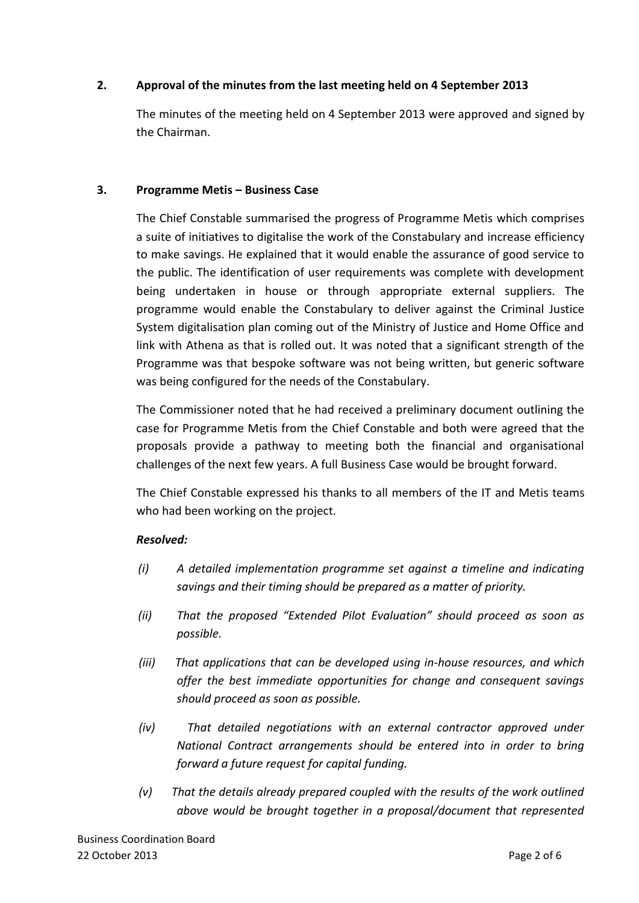## 2. Approval of the minutes from the last meeting held on 4 September 2013

The minutes of the meeting held on 4 September 2013 were approved and signed by the Chairman.

## 3. Programme Metis – Business Case

The Chief Constable summarised the progress of Programme Metis which comprises a suite of initiatives to digitalise the work of the Constabulary and increase efficiency to make savings. He explained that it would enable the assurance of good service to the public. The identification of user requirements was complete with development being undertaken in house or through appropriate external suppliers. The programme would enable the Constabulary to deliver against the Criminal Justice System digitalisation plan coming out of the Ministry of Justice and Home Office and link with Athena as that is rolled out. It was noted that a significant strength of the Programme was that bespoke software was not being written, but generic software was being configured for the needs of the Constabulary.

The Commissioner noted that he had received a preliminary document outlining the case for Programme Metis from the Chief Constable and both were agreed that the proposals provide a pathway to meeting both the financial and organisational challenges of the next few years. A full Business Case would be brought forward.

The Chief Constable expressed his thanks to all members of the IT and Metis teams who had been working on the project.

***Resolved:***

*(i) A detailed implementation programme set against a timeline and indicating savings and their timing should be prepared as a matter of priority.*

*(ii) That the proposed "Extended Pilot Evaluation" should proceed as soon as possible.*

*(iii) That applications that can be developed using in-house resources, and which offer the best immediate opportunities for change and consequent savings should proceed as soon as possible.*

*(iv) That detailed negotiations with an external contractor approved under National Contract arrangements should be entered into in order to bring forward a future request for capital funding.*

*(v) That the details already prepared coupled with the results of the work outlined above would be brought together in a proposal/document that represented*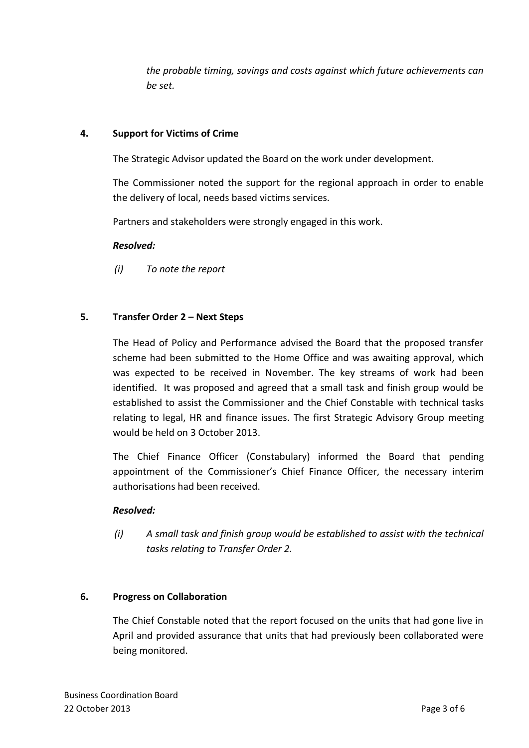*the probable timing, savings and costs against which future achievements can be set.*

## 4. Support for Victims of Crime

The Strategic Advisor updated the Board on the work under development.

The Commissioner noted the support for the regional approach in order to enable the delivery of local, needs based victims services.

Partners and stakeholders were strongly engaged in this work.

***Resolved:***

*(i) To note the report*

## 5. Transfer Order 2 – Next Steps

The Head of Policy and Performance advised the Board that the proposed transfer scheme had been submitted to the Home Office and was awaiting approval, which was expected to be received in November. The key streams of work had been identified. It was proposed and agreed that a small task and finish group would be established to assist the Commissioner and the Chief Constable with technical tasks relating to legal, HR and finance issues. The first Strategic Advisory Group meeting would be held on 3 October 2013.

The Chief Finance Officer (Constabulary) informed the Board that pending appointment of the Commissioner's Chief Finance Officer, the necessary interim authorisations had been received.

***Resolved:***

*(i) A small task and finish group would be established to assist with the technical tasks relating to Transfer Order 2.*

## 6. Progress on Collaboration

The Chief Constable noted that the report focused on the units that had gone live in April and provided assurance that units that had previously been collaborated were being monitored.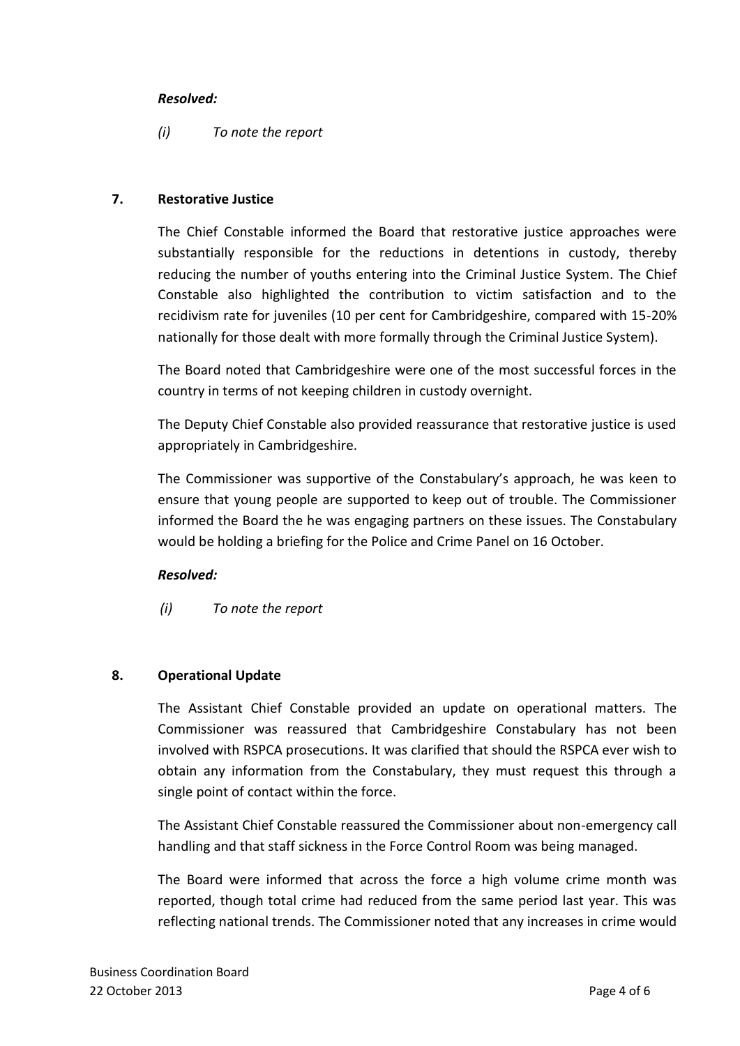***Resolved:***

*(i) To note the report*

## 7. Restorative Justice

The Chief Constable informed the Board that restorative justice approaches were substantially responsible for the reductions in detentions in custody, thereby reducing the number of youths entering into the Criminal Justice System. The Chief Constable also highlighted the contribution to victim satisfaction and to the recidivism rate for juveniles (10 per cent for Cambridgeshire, compared with 15-20% nationally for those dealt with more formally through the Criminal Justice System).

The Board noted that Cambridgeshire were one of the most successful forces in the country in terms of not keeping children in custody overnight.

The Deputy Chief Constable also provided reassurance that restorative justice is used appropriately in Cambridgeshire.

The Commissioner was supportive of the Constabulary's approach, he was keen to ensure that young people are supported to keep out of trouble. The Commissioner informed the Board the he was engaging partners on these issues. The Constabulary would be holding a briefing for the Police and Crime Panel on 16 October.

***Resolved:***

*(i) To note the report*

## 8. Operational Update

The Assistant Chief Constable provided an update on operational matters. The Commissioner was reassured that Cambridgeshire Constabulary has not been involved with RSPCA prosecutions. It was clarified that should the RSPCA ever wish to obtain any information from the Constabulary, they must request this through a single point of contact within the force.

The Assistant Chief Constable reassured the Commissioner about non-emergency call handling and that staff sickness in the Force Control Room was being managed.

The Board were informed that across the force a high volume crime month was reported, though total crime had reduced from the same period last year. This was reflecting national trends. The Commissioner noted that any increases in crime would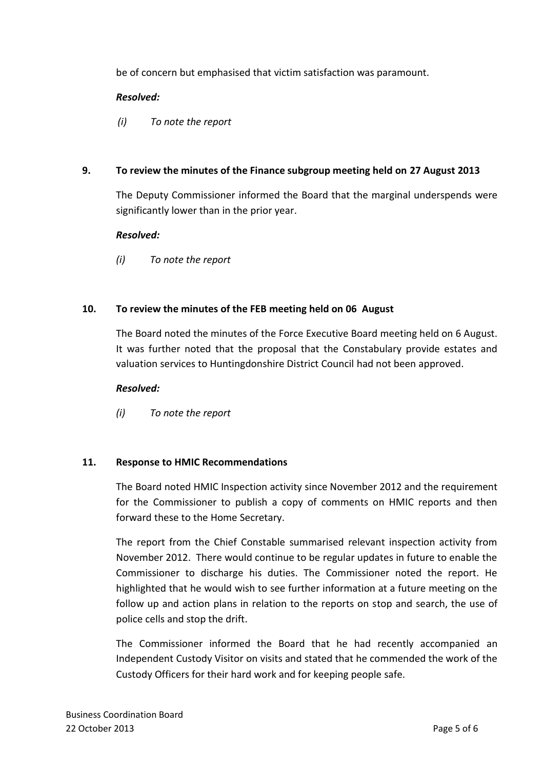be of concern but emphasised that victim satisfaction was paramount.

***Resolved:***

*(i) To note the report*

**9. To review the minutes of the Finance subgroup meeting held on 27 August 2013**

The Deputy Commissioner informed the Board that the marginal underspends were significantly lower than in the prior year.

***Resolved:***

*(i) To note the report*

**10. To review the minutes of the FEB meeting held on 06 August**

The Board noted the minutes of the Force Executive Board meeting held on 6 August. It was further noted that the proposal that the Constabulary provide estates and valuation services to Huntingdonshire District Council had not been approved.

***Resolved:***

*(i) To note the report*

**11. Response to HMIC Recommendations**

The Board noted HMIC Inspection activity since November 2012 and the requirement for the Commissioner to publish a copy of comments on HMIC reports and then forward these to the Home Secretary.

The report from the Chief Constable summarised relevant inspection activity from November 2012. There would continue to be regular updates in future to enable the Commissioner to discharge his duties. The Commissioner noted the report. He highlighted that he would wish to see further information at a future meeting on the follow up and action plans in relation to the reports on stop and search, the use of police cells and stop the drift.

The Commissioner informed the Board that he had recently accompanied an Independent Custody Visitor on visits and stated that he commended the work of the Custody Officers for their hard work and for keeping people safe.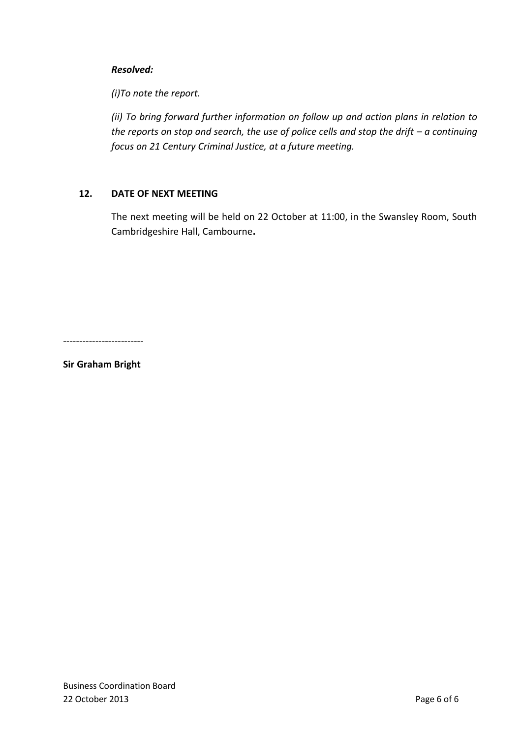***Resolved:***

*(i)To note the report.*

*(ii) To bring forward further information on follow up and action plans in relation to the reports on stop and search, the use of police cells and stop the drift – a continuing focus on 21 Century Criminal Justice, at a future meeting.*

## 12. DATE OF NEXT MEETING

The next meeting will be held on 22 October at 11:00, in the Swansley Room, South Cambridgeshire Hall, Cambourne**.**

-------------------------

**Sir Graham Bright**